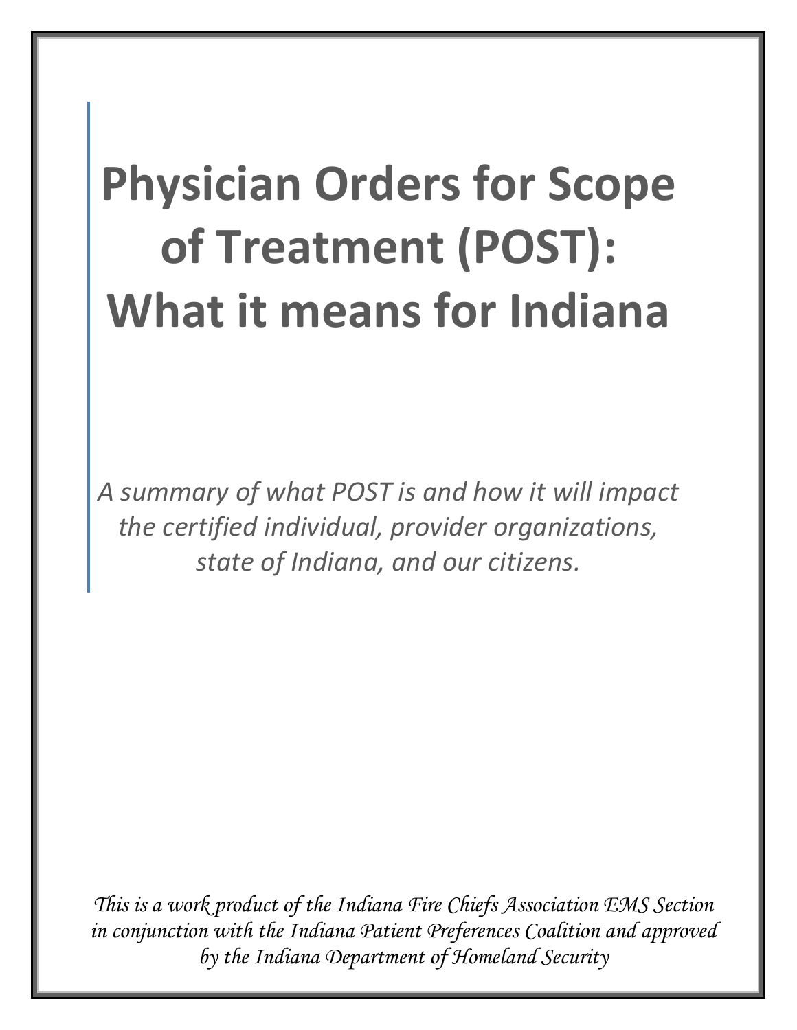# Physician Orders for Scope of Treatment (POST): What it means for Indiana

*A summary of what POST is and how it will impact the certified individual, provider organizations, state of Indiana, and our citizens.*

*This is a work product of the Indiana Fire Chiefs Association EMS Section in conjunction with the Indiana Patient Preferences Coalition and approved by the Indiana Department of Homeland Security*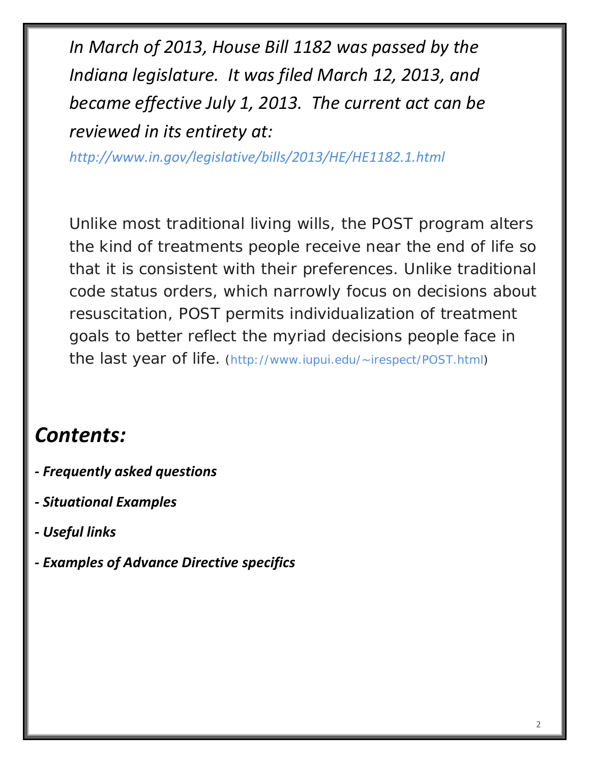*In March of 2013, House Bill 1182 was passed by the Indiana legislature. It was filed March 12, 2013, and became effective July 1, 2013. The current act can be reviewed in its entirety at:*

*http://www.in.gov/legislative/bills/2013/HE/HE1182.1.html*

Unlike most traditional living wills, the POST program alters the kind of treatments people receive near the end of life so that it is consistent with their preferences. Unlike traditional code status orders, which narrowly focus on decisions about resuscitation, POST permits individualization of treatment goals to better reflect the myriad decisions people face in the last year of life. (http://www.iupui.edu/~irespect/POST.html)

## *Contents:*

***- Frequently asked questions***

***- Situational Examples***

***- Useful links***

***- Examples of Advance Directive specifics***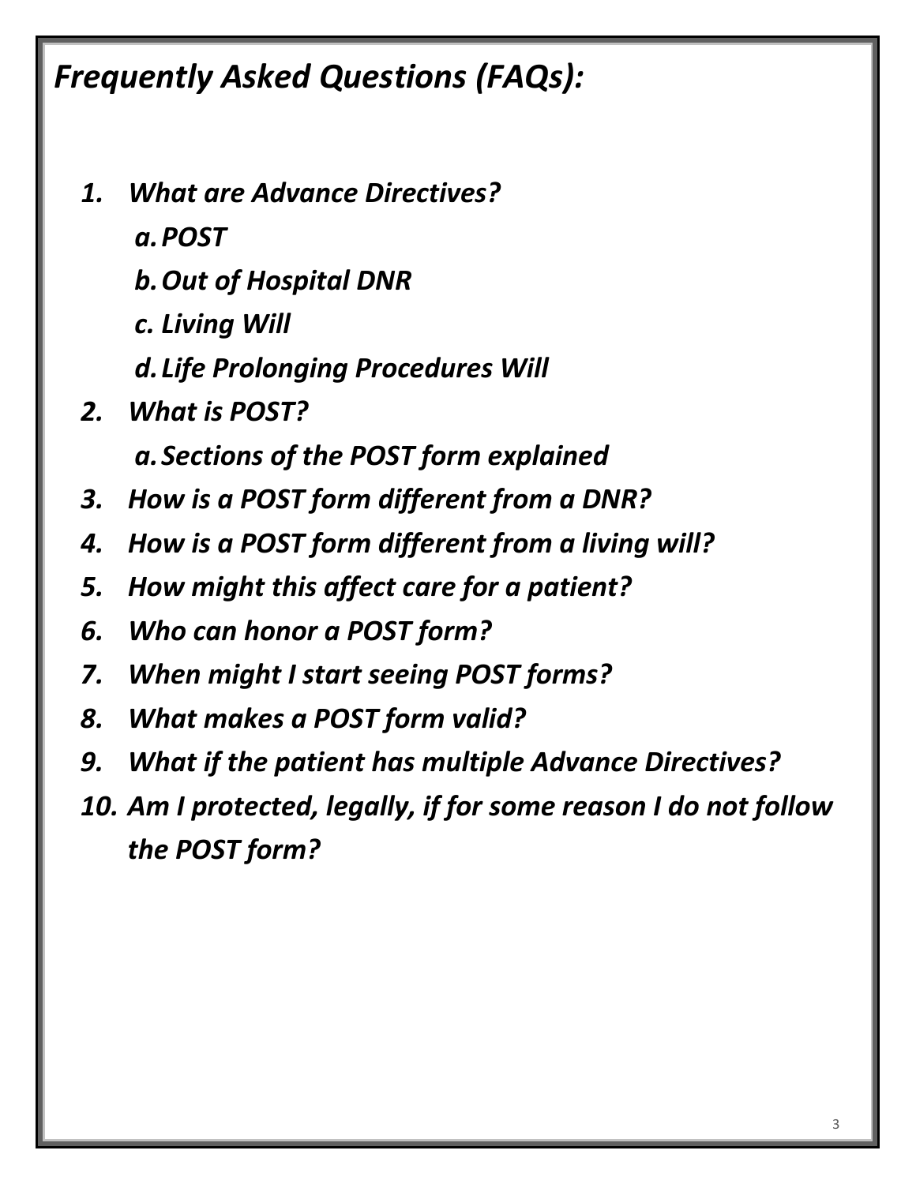# *Frequently Asked Questions (FAQs):*

1. ***What are Advance Directives?***
   a. ***POST***
   b. ***Out of Hospital DNR***
   c. ***Living Will***
   d. ***Life Prolonging Procedures Will***
2. ***What is POST?***
   a. ***Sections of the POST form explained***
3. ***How is a POST form different from a DNR?***
4. ***How is a POST form different from a living will?***
5. ***How might this affect care for a patient?***
6. ***Who can honor a POST form?***
7. ***When might I start seeing POST forms?***
8. ***What makes a POST form valid?***
9. ***What if the patient has multiple Advance Directives?***
10. ***Am I protected, legally, if for some reason I do not follow the POST form?***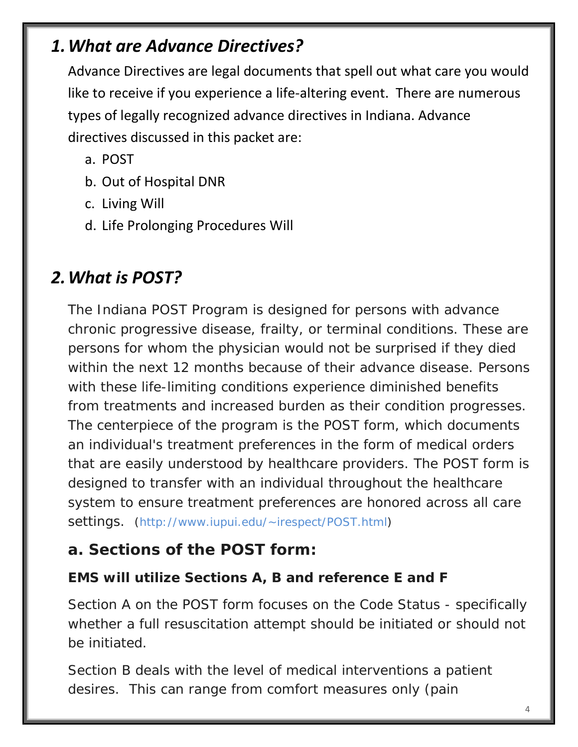## *1. What are Advance Directives?*

Advance Directives are legal documents that spell out what care you would like to receive if you experience a life-altering event. There are numerous types of legally recognized advance directives in Indiana. Advance directives discussed in this packet are:

a. POST
b. Out of Hospital DNR
c. Living Will
d. Life Prolonging Procedures Will

## *2. What is POST?*

The Indiana POST Program is designed for persons with advance chronic progressive disease, frailty, or terminal conditions. These are persons for whom the physician would not be surprised if they died within the next 12 months because of their advance disease. Persons with these life-limiting conditions experience diminished benefits from treatments and increased burden as their condition progresses. The centerpiece of the program is the POST form, which documents an individual's treatment preferences in the form of medical orders that are easily understood by healthcare providers. The POST form is designed to transfer with an individual throughout the healthcare system to ensure treatment preferences are honored across all care settings. (http://www.iupui.edu/~irespect/POST.html)

### a. Sections of the POST form:

**EMS will utilize Sections A, B and reference E and F**

Section A on the POST form focuses on the Code Status - specifically whether a full resuscitation attempt should be initiated or should not be initiated.

Section B deals with the level of medical interventions a patient desires. This can range from comfort measures only (pain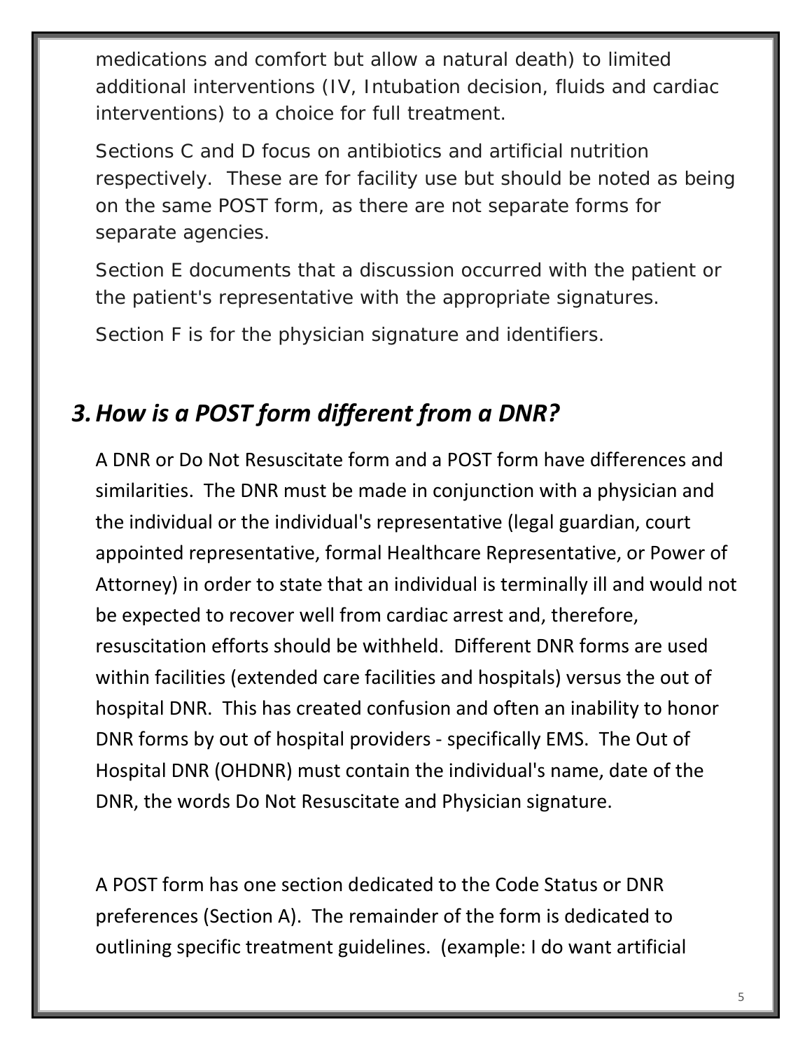medications and comfort but allow a natural death) to limited additional interventions (IV, Intubation decision, fluids and cardiac interventions) to a choice for full treatment.

Sections C and D focus on antibiotics and artificial nutrition respectively. These are for facility use but should be noted as being on the same POST form, as there are not separate forms for separate agencies.

Section E documents that a discussion occurred with the patient or the patient's representative with the appropriate signatures.

Section F is for the physician signature and identifiers.

## *3. How is a POST form different from a DNR?*

A DNR or Do Not Resuscitate form and a POST form have differences and similarities. The DNR must be made in conjunction with a physician and the individual or the individual's representative (legal guardian, court appointed representative, formal Healthcare Representative, or Power of Attorney) in order to state that an individual is terminally ill and would not be expected to recover well from cardiac arrest and, therefore, resuscitation efforts should be withheld. Different DNR forms are used within facilities (extended care facilities and hospitals) versus the out of hospital DNR. This has created confusion and often an inability to honor DNR forms by out of hospital providers - specifically EMS. The Out of Hospital DNR (OHDNR) must contain the individual's name, date of the DNR, the words Do Not Resuscitate and Physician signature.

A POST form has one section dedicated to the Code Status or DNR preferences (Section A). The remainder of the form is dedicated to outlining specific treatment guidelines. (example: I do want artificial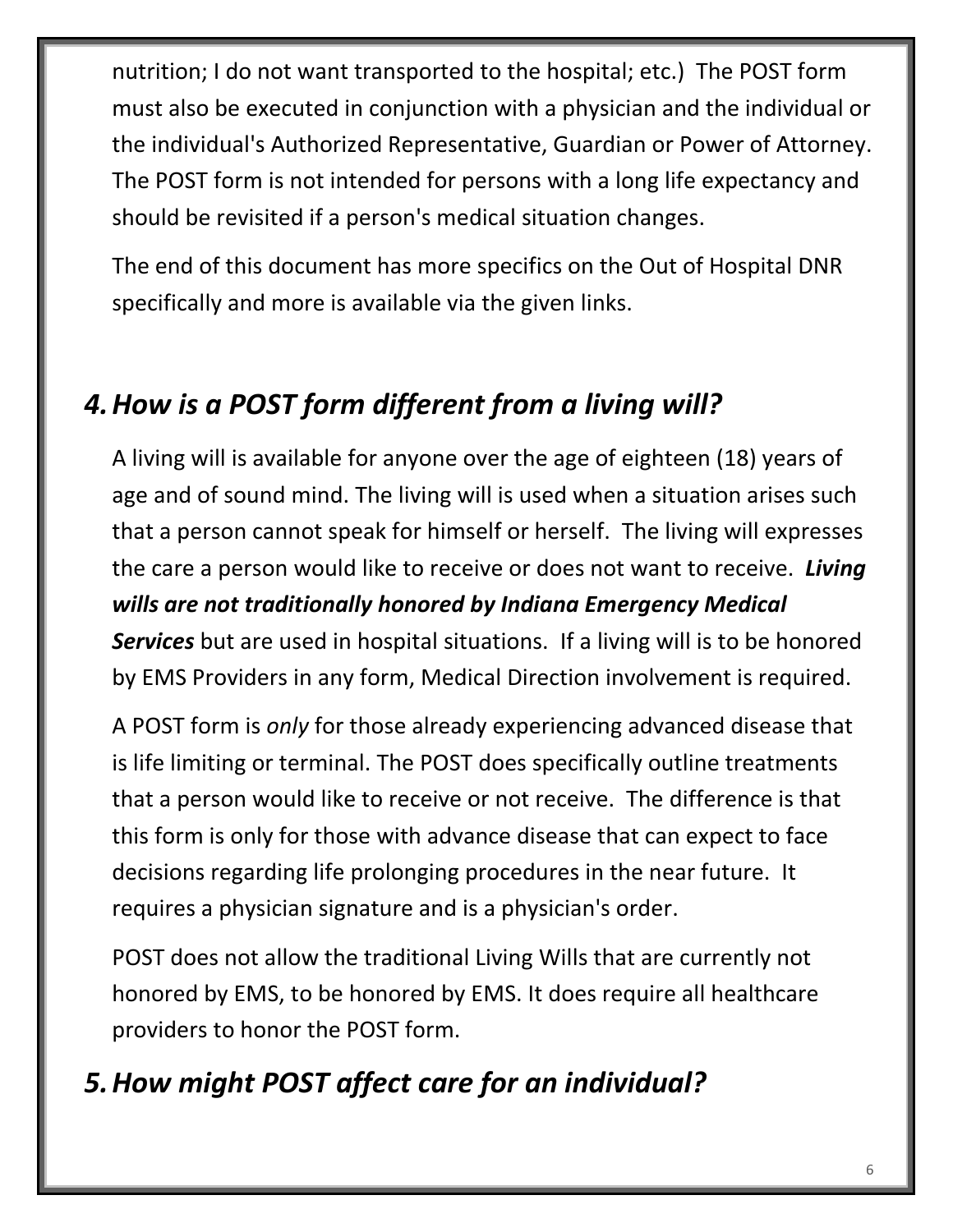nutrition; I do not want transported to the hospital; etc.) The POST form must also be executed in conjunction with a physician and the individual or the individual's Authorized Representative, Guardian or Power of Attorney. The POST form is not intended for persons with a long life expectancy and should be revisited if a person's medical situation changes.

The end of this document has more specifics on the Out of Hospital DNR specifically and more is available via the given links.

## *4. How is a POST form different from a living will?*

A living will is available for anyone over the age of eighteen (18) years of age and of sound mind. The living will is used when a situation arises such that a person cannot speak for himself or herself. The living will expresses the care a person would like to receive or does not want to receive. ***Living wills are not traditionally honored by Indiana Emergency Medical Services*** but are used in hospital situations. If a living will is to be honored by EMS Providers in any form, Medical Direction involvement is required.

A POST form is *only* for those already experiencing advanced disease that is life limiting or terminal. The POST does specifically outline treatments that a person would like to receive or not receive. The difference is that this form is only for those with advance disease that can expect to face decisions regarding life prolonging procedures in the near future. It requires a physician signature and is a physician's order.

POST does not allow the traditional Living Wills that are currently not honored by EMS, to be honored by EMS. It does require all healthcare providers to honor the POST form.

## *5. How might POST affect care for an individual?*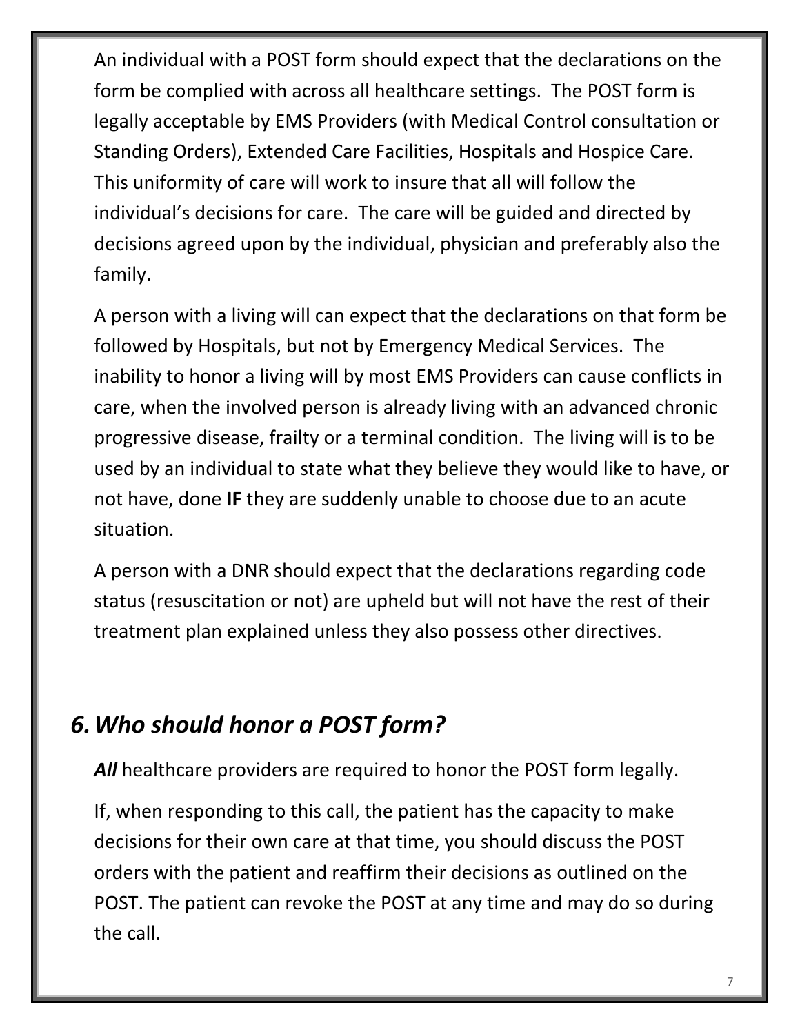An individual with a POST form should expect that the declarations on the form be complied with across all healthcare settings. The POST form is legally acceptable by EMS Providers (with Medical Control consultation or Standing Orders), Extended Care Facilities, Hospitals and Hospice Care. This uniformity of care will work to insure that all will follow the individual's decisions for care. The care will be guided and directed by decisions agreed upon by the individual, physician and preferably also the family.

A person with a living will can expect that the declarations on that form be followed by Hospitals, but not by Emergency Medical Services. The inability to honor a living will by most EMS Providers can cause conflicts in care, when the involved person is already living with an advanced chronic progressive disease, frailty or a terminal condition. The living will is to be used by an individual to state what they believe they would like to have, or not have, done **IF** they are suddenly unable to choose due to an acute situation.

A person with a DNR should expect that the declarations regarding code status (resuscitation or not) are upheld but will not have the rest of their treatment plan explained unless they also possess other directives.

## *6. Who should honor a POST form?*

***All*** healthcare providers are required to honor the POST form legally.

If, when responding to this call, the patient has the capacity to make decisions for their own care at that time, you should discuss the POST orders with the patient and reaffirm their decisions as outlined on the POST. The patient can revoke the POST at any time and may do so during the call.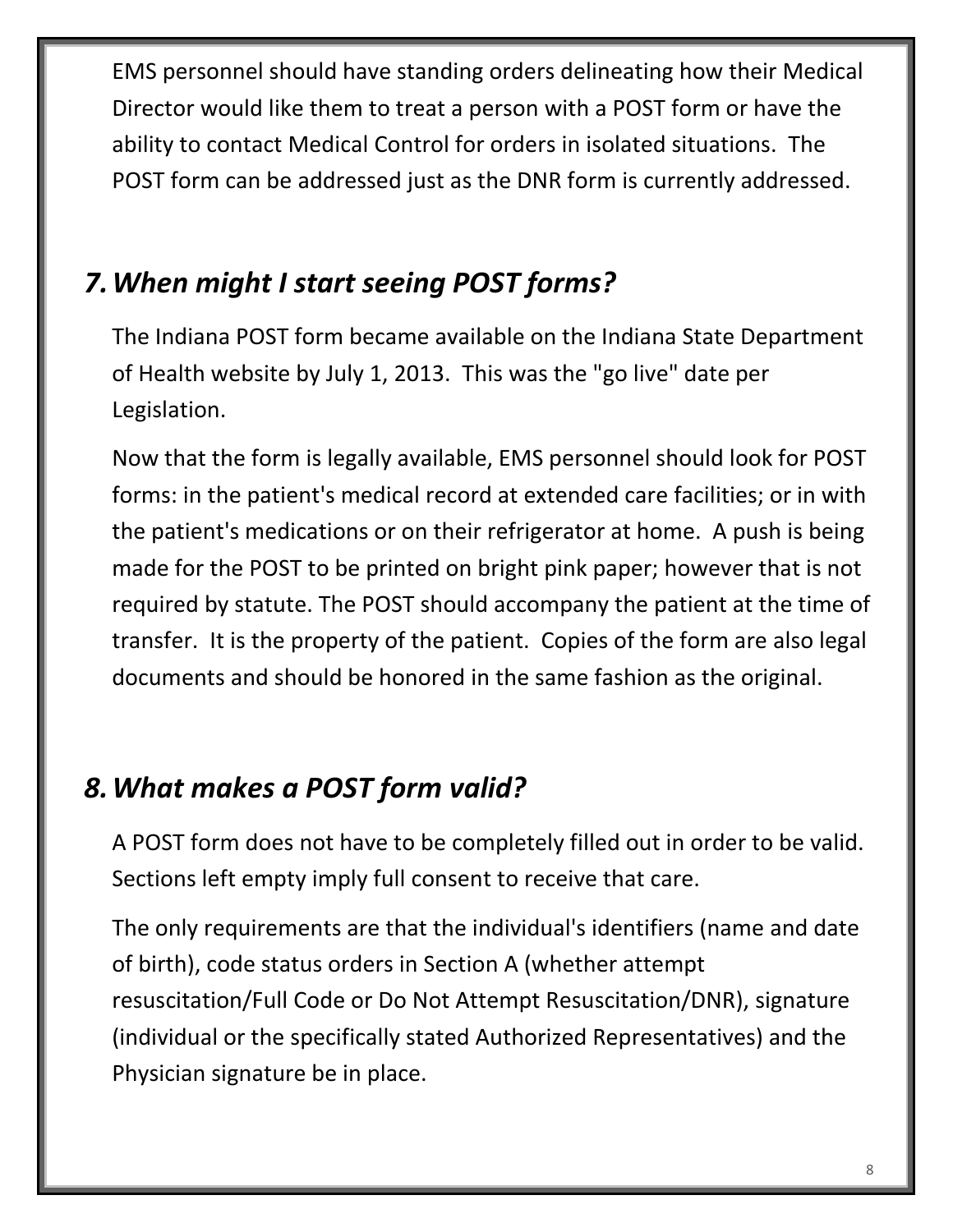EMS personnel should have standing orders delineating how their Medical Director would like them to treat a person with a POST form or have the ability to contact Medical Control for orders in isolated situations. The POST form can be addressed just as the DNR form is currently addressed.

## *7. When might I start seeing POST forms?*

The Indiana POST form became available on the Indiana State Department of Health website by July 1, 2013. This was the "go live" date per Legislation.

Now that the form is legally available, EMS personnel should look for POST forms: in the patient's medical record at extended care facilities; or in with the patient's medications or on their refrigerator at home. A push is being made for the POST to be printed on bright pink paper; however that is not required by statute. The POST should accompany the patient at the time of transfer. It is the property of the patient. Copies of the form are also legal documents and should be honored in the same fashion as the original.

## *8. What makes a POST form valid?*

A POST form does not have to be completely filled out in order to be valid. Sections left empty imply full consent to receive that care.

The only requirements are that the individual's identifiers (name and date of birth), code status orders in Section A (whether attempt resuscitation/Full Code or Do Not Attempt Resuscitation/DNR), signature (individual or the specifically stated Authorized Representatives) and the Physician signature be in place.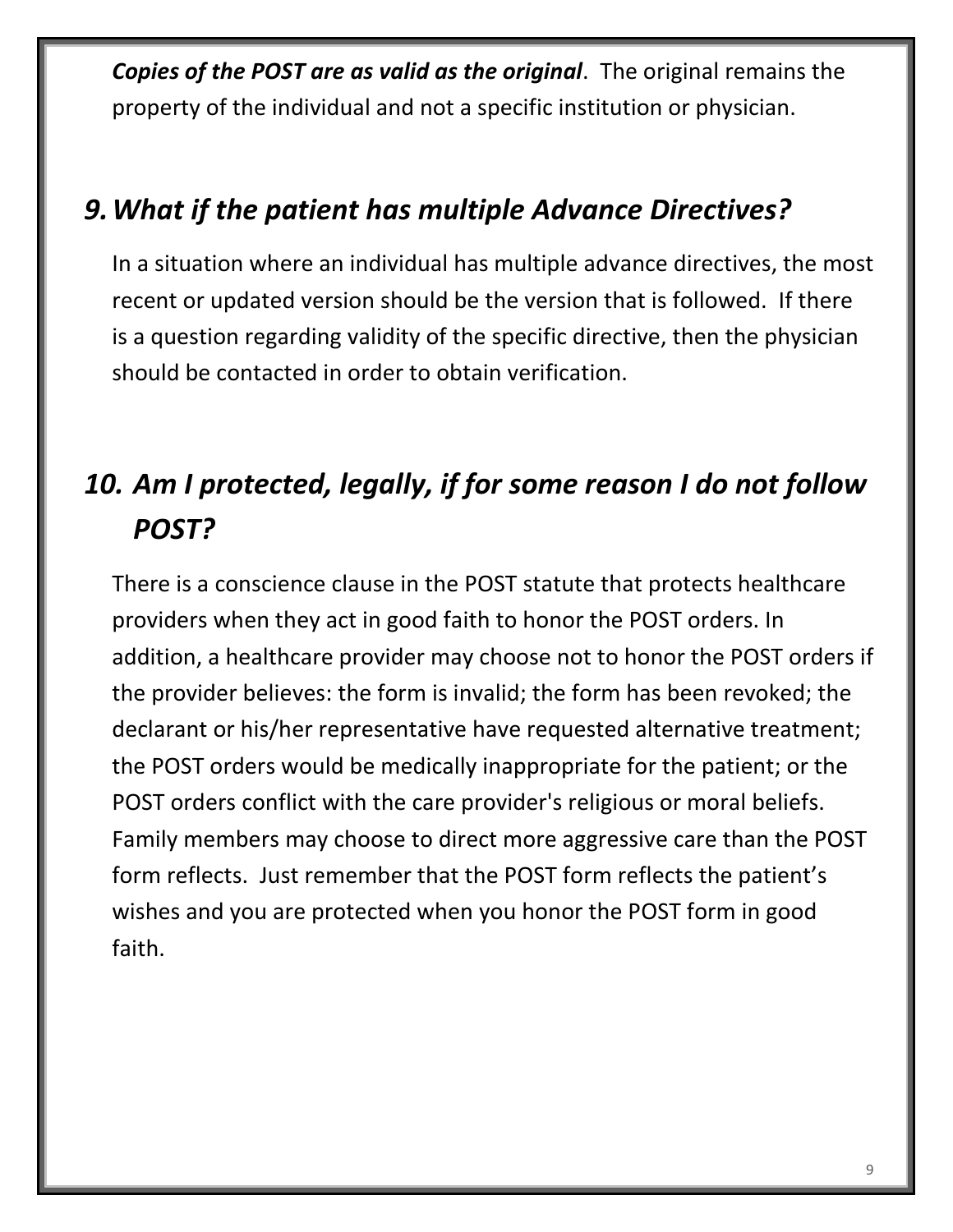***Copies of the POST are as valid as the original***. The original remains the property of the individual and not a specific institution or physician.

## *9. What if the patient has multiple Advance Directives?*

In a situation where an individual has multiple advance directives, the most recent or updated version should be the version that is followed. If there is a question regarding validity of the specific directive, then the physician should be contacted in order to obtain verification.

## *10. Am I protected, legally, if for some reason I do not follow POST?*

There is a conscience clause in the POST statute that protects healthcare providers when they act in good faith to honor the POST orders. In addition, a healthcare provider may choose not to honor the POST orders if the provider believes: the form is invalid; the form has been revoked; the declarant or his/her representative have requested alternative treatment; the POST orders would be medically inappropriate for the patient; or the POST orders conflict with the care provider's religious or moral beliefs. Family members may choose to direct more aggressive care than the POST form reflects. Just remember that the POST form reflects the patient's wishes and you are protected when you honor the POST form in good faith.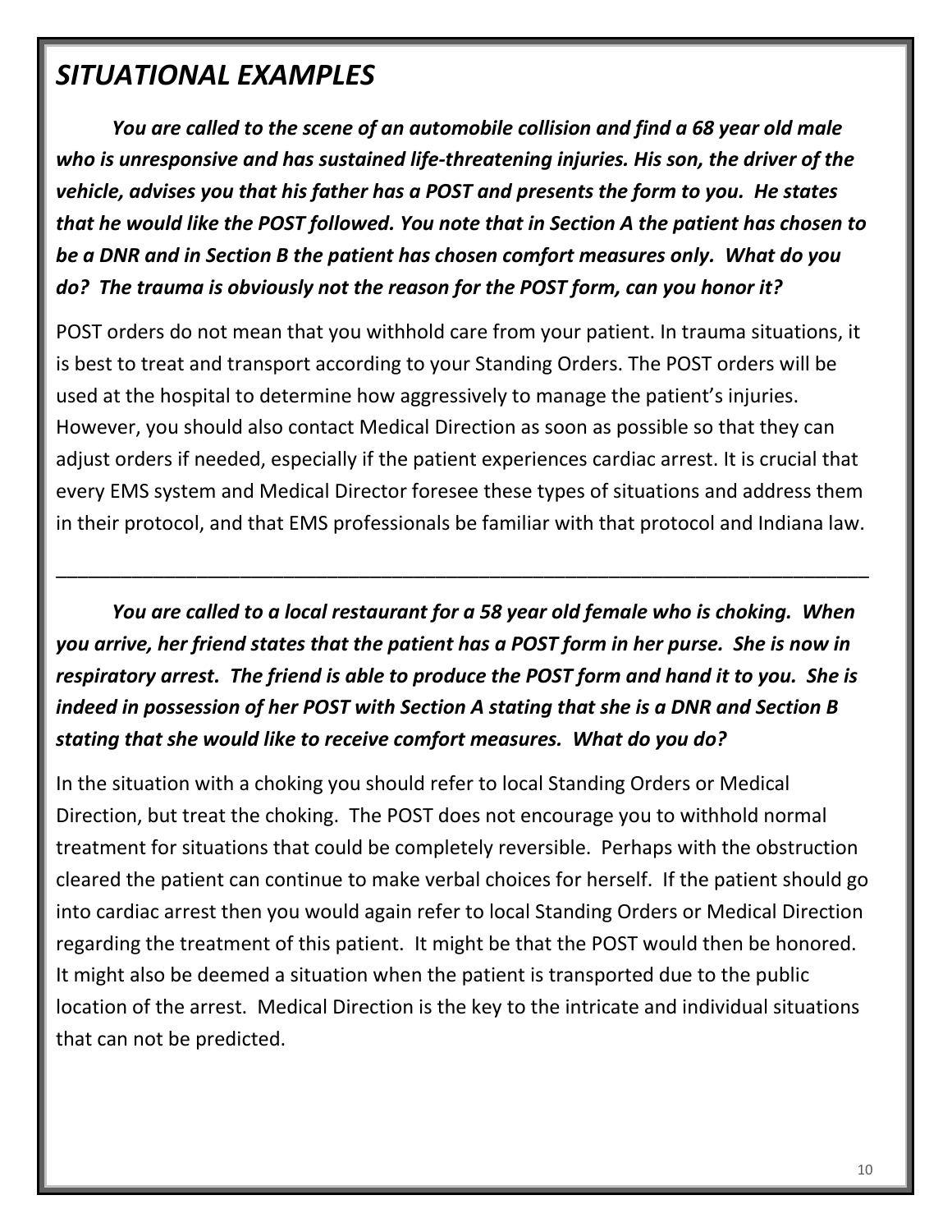## *SITUATIONAL EXAMPLES*

***You are called to the scene of an automobile collision and find a 68 year old male who is unresponsive and has sustained life-threatening injuries. His son, the driver of the vehicle, advises you that his father has a POST and presents the form to you. He states that he would like the POST followed. You note that in Section A the patient has chosen to be a DNR and in Section B the patient has chosen comfort measures only. What do you do? The trauma is obviously not the reason for the POST form, can you honor it?***

POST orders do not mean that you withhold care from your patient. In trauma situations, it is best to treat and transport according to your Standing Orders. The POST orders will be used at the hospital to determine how aggressively to manage the patient's injuries. However, you should also contact Medical Direction as soon as possible so that they can adjust orders if needed, especially if the patient experiences cardiac arrest. It is crucial that every EMS system and Medical Director foresee these types of situations and address them in their protocol, and that EMS professionals be familiar with that protocol and Indiana law.

---

***You are called to a local restaurant for a 58 year old female who is choking. When you arrive, her friend states that the patient has a POST form in her purse. She is now in respiratory arrest. The friend is able to produce the POST form and hand it to you. She is indeed in possession of her POST with Section A stating that she is a DNR and Section B stating that she would like to receive comfort measures. What do you do?***

In the situation with a choking you should refer to local Standing Orders or Medical Direction, but treat the choking. The POST does not encourage you to withhold normal treatment for situations that could be completely reversible. Perhaps with the obstruction cleared the patient can continue to make verbal choices for herself. If the patient should go into cardiac arrest then you would again refer to local Standing Orders or Medical Direction regarding the treatment of this patient. It might be that the POST would then be honored. It might also be deemed a situation when the patient is transported due to the public location of the arrest. Medical Direction is the key to the intricate and individual situations that can not be predicted.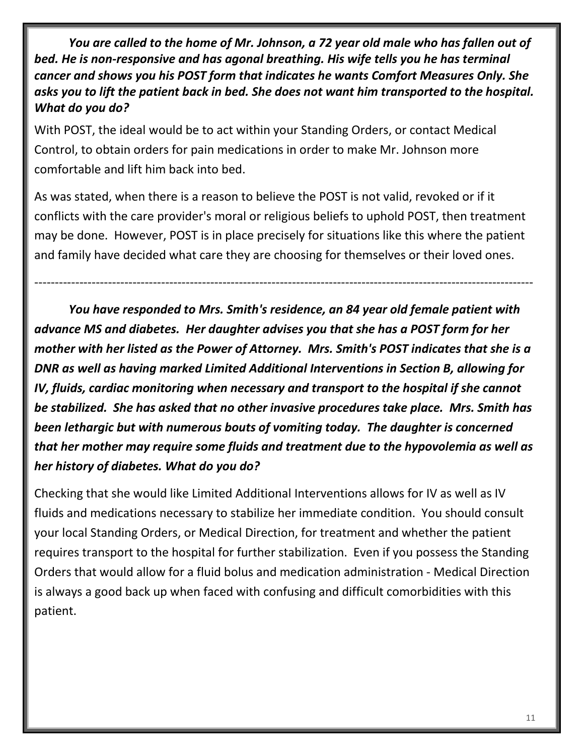***You are called to the home of Mr. Johnson, a 72 year old male who has fallen out of bed. He is non-responsive and has agonal breathing. His wife tells you he has terminal cancer and shows you his POST form that indicates he wants Comfort Measures Only. She asks you to lift the patient back in bed. She does not want him transported to the hospital. What do you do?***

With POST, the ideal would be to act within your Standing Orders, or contact Medical Control, to obtain orders for pain medications in order to make Mr. Johnson more comfortable and lift him back into bed.

As was stated, when there is a reason to believe the POST is not valid, revoked or if it conflicts with the care provider's moral or religious beliefs to uphold POST, then treatment may be done. However, POST is in place precisely for situations like this where the patient and family have decided what care they are choosing for themselves or their loved ones.

---

***You have responded to Mrs. Smith's residence, an 84 year old female patient with advance MS and diabetes. Her daughter advises you that she has a POST form for her mother with her listed as the Power of Attorney. Mrs. Smith's POST indicates that she is a DNR as well as having marked Limited Additional Interventions in Section B, allowing for IV, fluids, cardiac monitoring when necessary and transport to the hospital if she cannot be stabilized. She has asked that no other invasive procedures take place. Mrs. Smith has been lethargic but with numerous bouts of vomiting today. The daughter is concerned that her mother may require some fluids and treatment due to the hypovolemia as well as her history of diabetes. What do you do?***

Checking that she would like Limited Additional Interventions allows for IV as well as IV fluids and medications necessary to stabilize her immediate condition. You should consult your local Standing Orders, or Medical Direction, for treatment and whether the patient requires transport to the hospital for further stabilization. Even if you possess the Standing Orders that would allow for a fluid bolus and medication administration - Medical Direction is always a good back up when faced with confusing and difficult comorbidities with this patient.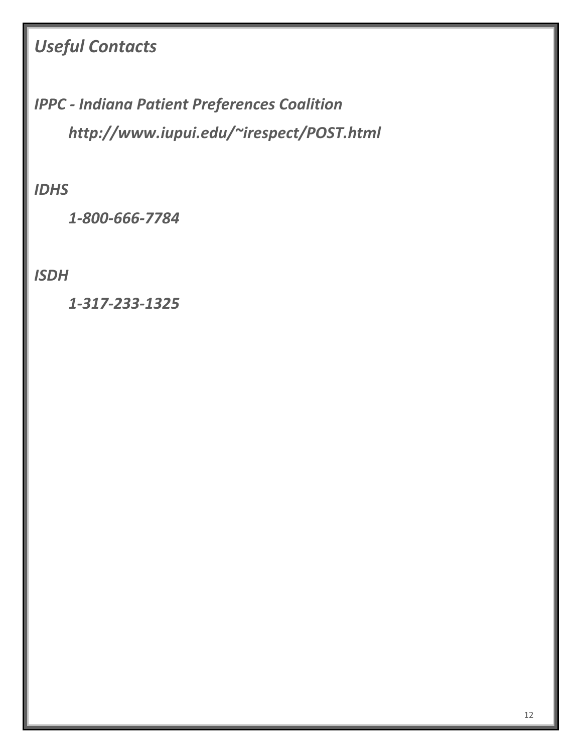## *Useful Contacts*

***IPPC - Indiana Patient Preferences Coalition***

***http://www.iupui.edu/~irespect/POST.html***

***IDHS***

***1-800-666-7784***

***ISDH***

***1-317-233-1325***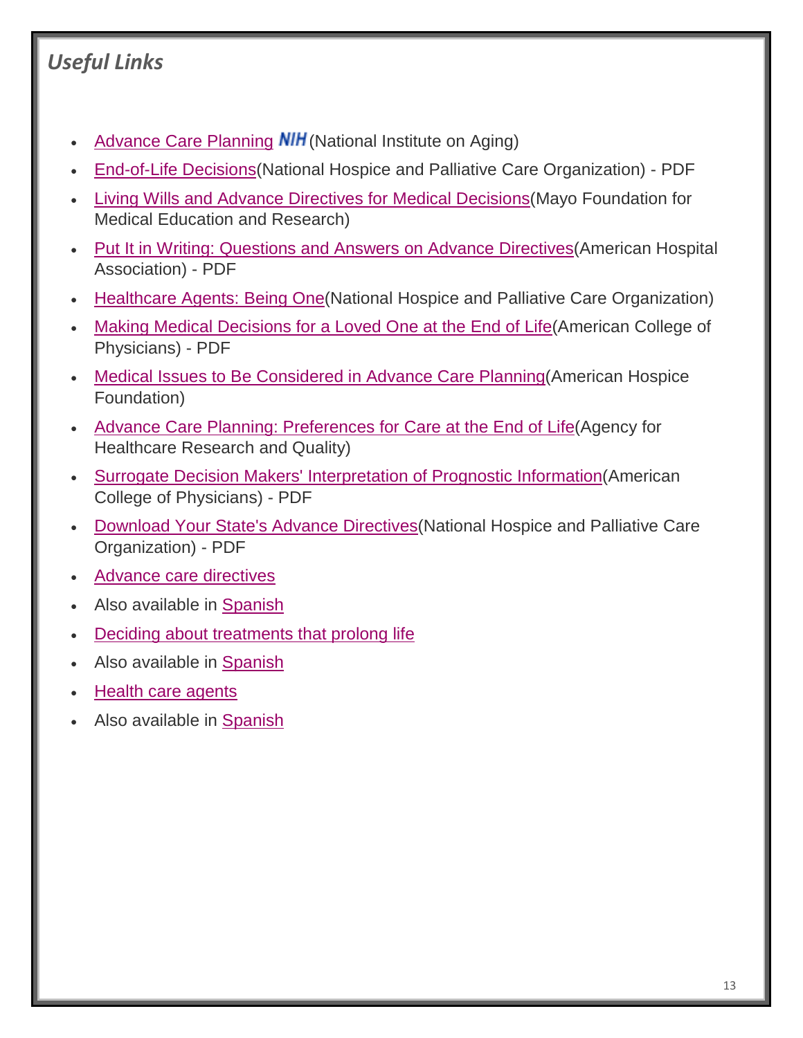## *Useful Links*

- Advance Care Planning NIH (National Institute on Aging)
- End-of-Life Decisions(National Hospice and Palliative Care Organization) - PDF
- Living Wills and Advance Directives for Medical Decisions(Mayo Foundation for Medical Education and Research)
- Put It in Writing: Questions and Answers on Advance Directives(American Hospital Association) - PDF
- Healthcare Agents: Being One(National Hospice and Palliative Care Organization)
- Making Medical Decisions for a Loved One at the End of Life(American College of Physicians) - PDF
- Medical Issues to Be Considered in Advance Care Planning(American Hospice Foundation)
- Advance Care Planning: Preferences for Care at the End of Life(Agency for Healthcare Research and Quality)
- Surrogate Decision Makers' Interpretation of Prognostic Information(American College of Physicians) - PDF
- Download Your State's Advance Directives(National Hospice and Palliative Care Organization) - PDF
- Advance care directives
- Also available in Spanish
- Deciding about treatments that prolong life
- Also available in Spanish
- Health care agents
- Also available in Spanish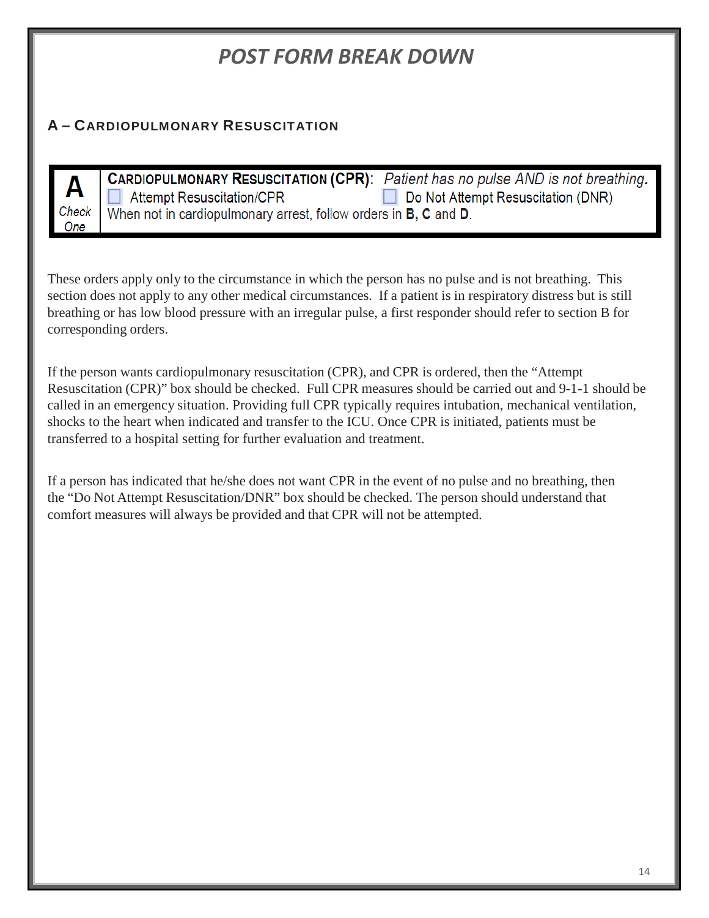# POST FORM BREAK DOWN

## A – Cardiopulmonary Resuscitation

| A *Check One* | **CARDIOPULMONARY RESUSCITATION (CPR)**: *Patient has no pulse AND is not breathing.* ☐ Attempt Resuscitation/CPR ☐ Do Not Attempt Resuscitation (DNR) When not in cardiopulmonary arrest, follow orders in **B, C** and **D**. |
|---|---|

These orders apply only to the circumstance in which the person has no pulse and is not breathing. This section does not apply to any other medical circumstances. If a patient is in respiratory distress but is still breathing or has low blood pressure with an irregular pulse, a first responder should refer to section B for corresponding orders.

If the person wants cardiopulmonary resuscitation (CPR), and CPR is ordered, then the "Attempt Resuscitation (CPR)" box should be checked. Full CPR measures should be carried out and 9-1-1 should be called in an emergency situation. Providing full CPR typically requires intubation, mechanical ventilation, shocks to the heart when indicated and transfer to the ICU. Once CPR is initiated, patients must be transferred to a hospital setting for further evaluation and treatment.

If a person has indicated that he/she does not want CPR in the event of no pulse and no breathing, then the "Do Not Attempt Resuscitation/DNR" box should be checked. The person should understand that comfort measures will always be provided and that CPR will not be attempted.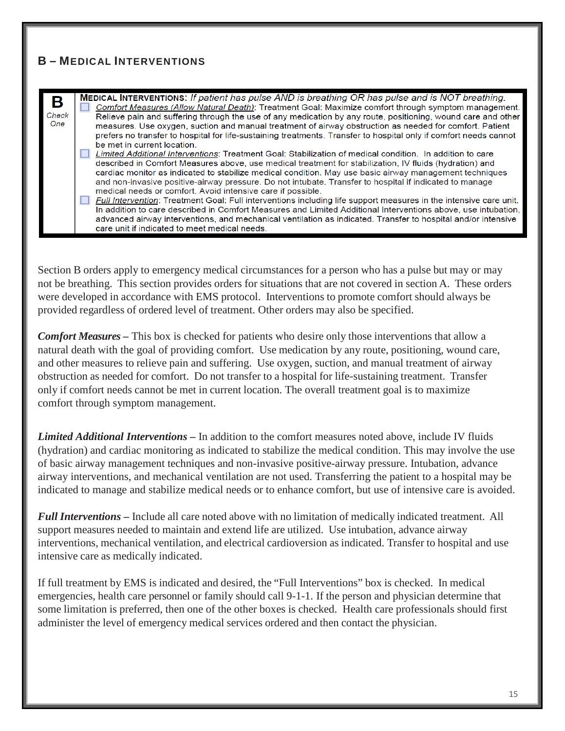## B – Medical Interventions

| B<br>*Check One* | **MEDICAL INTERVENTIONS:** *If patient has pulse AND is breathing OR has pulse and is NOT breathing.*<br>☐ *Comfort Measures (Allow Natural Death)*: Treatment Goal: Maximize comfort through symptom management. Relieve pain and suffering through the use of any medication by any route, positioning, wound care and other measures. Use oxygen, suction and manual treatment of airway obstruction as needed for comfort. Patient prefers no transfer to hospital for life-sustaining treatments. Transfer to hospital only if comfort needs cannot be met in current location.<br>☐ *Limited Additional Interventions*: Treatment Goal: Stabilization of medical condition. In addition to care described in Comfort Measures above, use medical treatment for stabilization, IV fluids (hydration) and cardiac monitor as indicated to stabilize medical condition. May use basic airway management techniques and non-invasive positive-airway pressure. Do not intubate. Transfer to hospital if indicated to manage medical needs or comfort. Avoid intensive care if possible.<br>☐ *Full Intervention*: Treatment Goal: Full interventions including life support measures in the intensive care unit. In addition to care described in Comfort Measures and Limited Additional Interventions above, use intubation, advanced airway interventions, and mechanical ventilation as indicated. Transfer to hospital and/or intensive care unit if indicated to meet medical needs. |
|---|---|

Section B orders apply to emergency medical circumstances for a person who has a pulse but may or may not be breathing. This section provides orders for situations that are not covered in section A. These orders were developed in accordance with EMS protocol. Interventions to promote comfort should always be provided regardless of ordered level of treatment. Other orders may also be specified.

***Comfort Measures* –** This box is checked for patients who desire only those interventions that allow a natural death with the goal of providing comfort. Use medication by any route, positioning, wound care, and other measures to relieve pain and suffering. Use oxygen, suction, and manual treatment of airway obstruction as needed for comfort. Do not transfer to a hospital for life-sustaining treatment. Transfer only if comfort needs cannot be met in current location. The overall treatment goal is to maximize comfort through symptom management.

***Limited Additional Interventions* –** In addition to the comfort measures noted above, include IV fluids (hydration) and cardiac monitoring as indicated to stabilize the medical condition. This may involve the use of basic airway management techniques and non-invasive positive-airway pressure. Intubation, advance airway interventions, and mechanical ventilation are not used. Transferring the patient to a hospital may be indicated to manage and stabilize medical needs or to enhance comfort, but use of intensive care is avoided.

***Full Interventions* –** Include all care noted above with no limitation of medically indicated treatment. All support measures needed to maintain and extend life are utilized. Use intubation, advance airway interventions, mechanical ventilation, and electrical cardioversion as indicated. Transfer to hospital and use intensive care as medically indicated.

If full treatment by EMS is indicated and desired, the "Full Interventions" box is checked. In medical emergencies, health care personnel or family should call 9-1-1. If the person and physician determine that some limitation is preferred, then one of the other boxes is checked. Health care professionals should first administer the level of emergency medical services ordered and then contact the physician.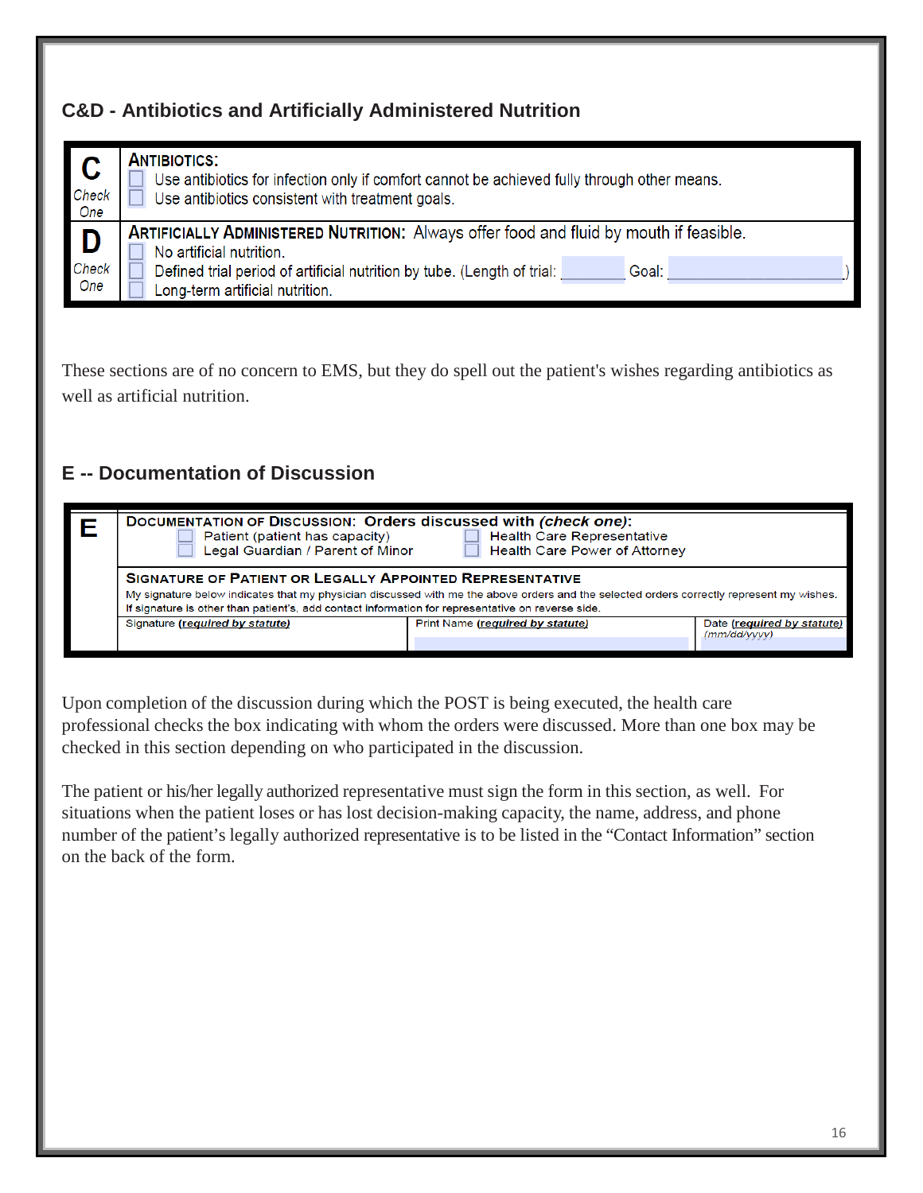## C&D - Antibiotics and Artificially Administered Nutrition

| | |
|---|---|
| **C** *Check One* | **ANTIBIOTICS:** ☐ Use antibiotics for infection only if comfort cannot be achieved fully through other means. ☐ Use antibiotics consistent with treatment goals. |
| **D** *Check One* | **ARTIFICIALLY ADMINISTERED NUTRITION:** Always offer food and fluid by mouth if feasible. ☐ No artificial nutrition. ☐ Defined trial period of artificial nutrition by tube. (Length of trial: ________ Goal: ____________) ☐ Long-term artificial nutrition. |

These sections are of no concern to EMS, but they do spell out the patient's wishes regarding antibiotics as well as artificial nutrition.

## E -- Documentation of Discussion

| | | | |
|---|---|---|---|
| **E** | **DOCUMENTATION OF DISCUSSION: Orders discussed with *(check one)*:** ☐ Patient (patient has capacity) ☐ Legal Guardian / Parent of Minor ☐ Health Care Representative ☐ Health Care Power of Attorney | | |
| | **SIGNATURE OF PATIENT OR LEGALLY APPOINTED REPRESENTATIVE** My signature below indicates that my physician discussed with me the above orders and the selected orders correctly represent my wishes. If signature is other than patient's, add contact information for representative on reverse side. | | |
| | Signature (***required by statute***) | Print Name (***required by statute***) | Date (***required by statute***) *(mm/dd/yyyy)* |

Upon completion of the discussion during which the POST is being executed, the health care professional checks the box indicating with whom the orders were discussed. More than one box may be checked in this section depending on who participated in the discussion.

The patient or his/her legally authorized representative must sign the form in this section, as well. For situations when the patient loses or has lost decision-making capacity, the name, address, and phone number of the patient's legally authorized representative is to be listed in the "Contact Information" section on the back of the form.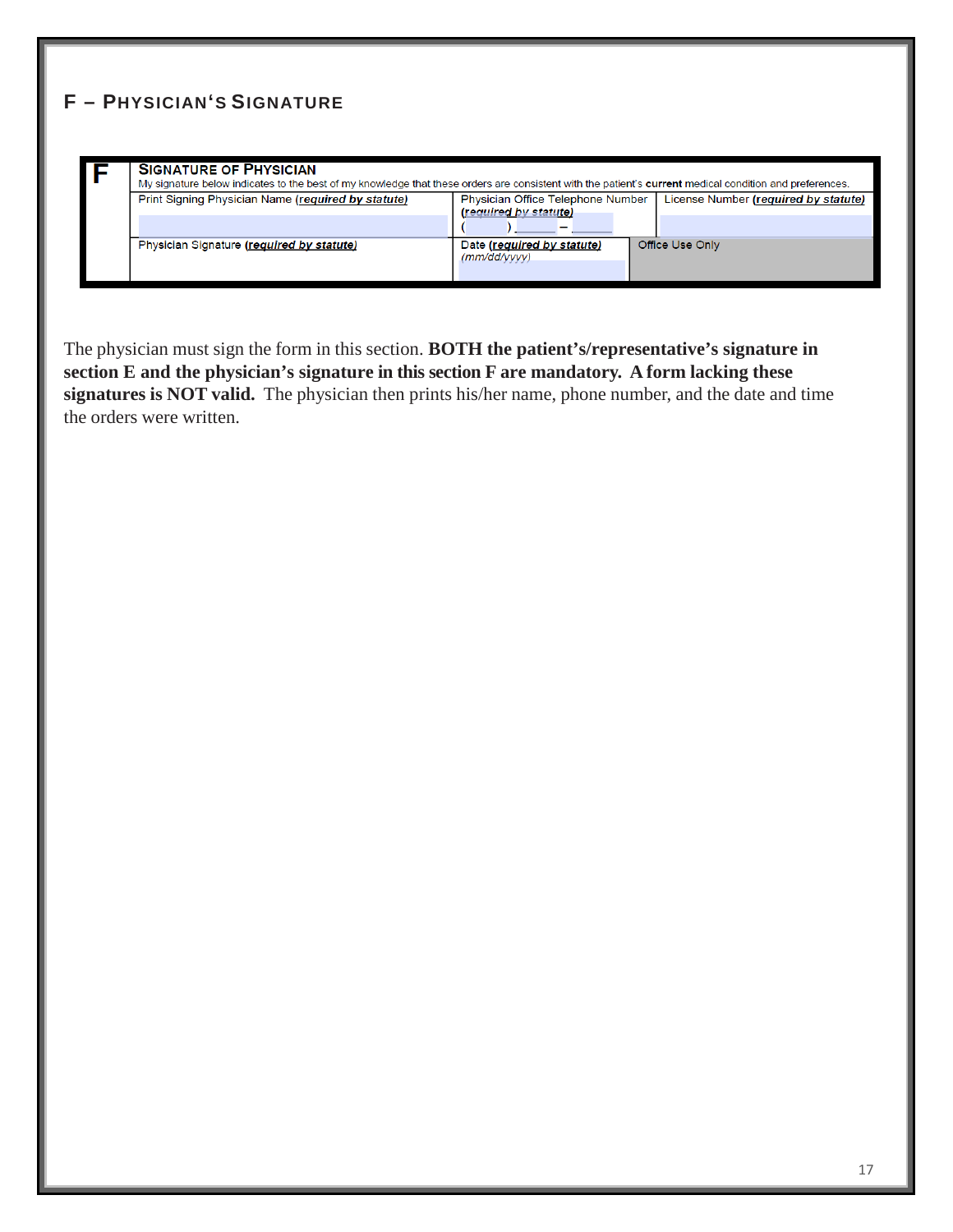## F – Physician's Signature

| F | **Signature of Physician** <br> My signature below indicates to the best of my knowledge that these orders are consistent with the patient's **current** medical condition and preferences. | | |
|---|---|---|---|
| | Print Signing Physician Name (***required by statute***) | Physician Office Telephone Number (***required by statute***) <br> ( ) ___ – ___ | License Number (***required by statute***) |
| | Physician Signature (***required by statute***) | Date (***required by statute***) *(mm/dd/yyyy)* | Office Use Only |

The physician must sign the form in this section. **BOTH the patient's/representative's signature in section E and the physician's signature in this section F are mandatory. A form lacking these signatures is NOT valid.** The physician then prints his/her name, phone number, and the date and time the orders were written.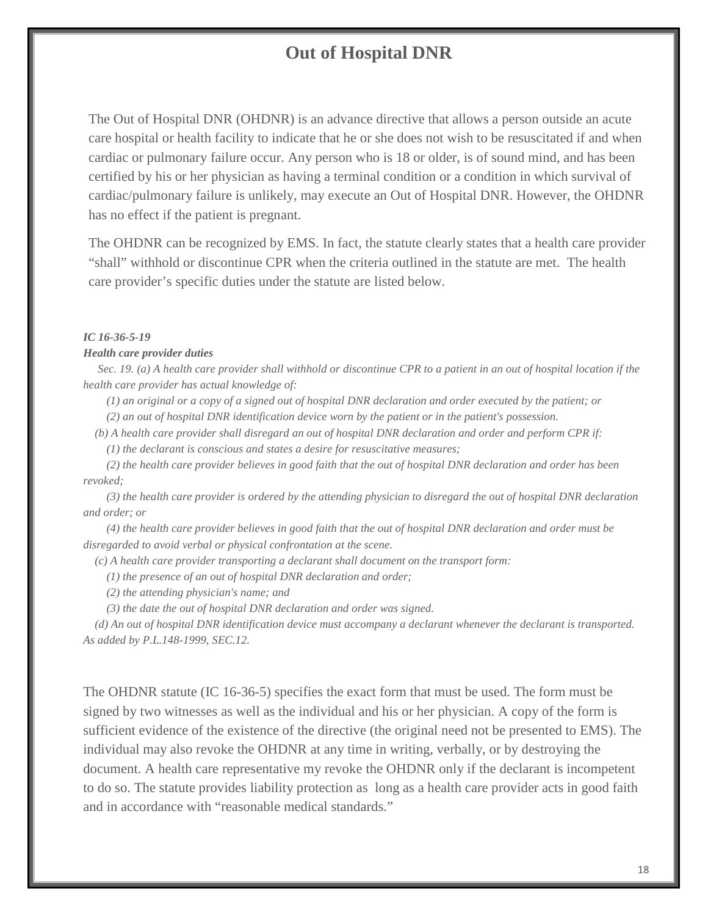# Out of Hospital DNR

The Out of Hospital DNR (OHDNR) is an advance directive that allows a person outside an acute care hospital or health facility to indicate that he or she does not wish to be resuscitated if and when cardiac or pulmonary failure occur. Any person who is 18 or older, is of sound mind, and has been certified by his or her physician as having a terminal condition or a condition in which survival of cardiac/pulmonary failure is unlikely, may execute an Out of Hospital DNR. However, the OHDNR has no effect if the patient is pregnant.

The OHDNR can be recognized by EMS. In fact, the statute clearly states that a health care provider "shall" withhold or discontinue CPR when the criteria outlined in the statute are met. The health care provider's specific duties under the statute are listed below.

***IC 16-36-5-19***

***Health care provider duties***

*Sec. 19. (a) A health care provider shall withhold or discontinue CPR to a patient in an out of hospital location if the health care provider has actual knowledge of:*

*(1) an original or a copy of a signed out of hospital DNR declaration and order executed by the patient; or*

*(2) an out of hospital DNR identification device worn by the patient or in the patient's possession.*

*(b) A health care provider shall disregard an out of hospital DNR declaration and order and perform CPR if:*

*(1) the declarant is conscious and states a desire for resuscitative measures;*

*(2) the health care provider believes in good faith that the out of hospital DNR declaration and order has been revoked;*

*(3) the health care provider is ordered by the attending physician to disregard the out of hospital DNR declaration and order; or*

*(4) the health care provider believes in good faith that the out of hospital DNR declaration and order must be disregarded to avoid verbal or physical confrontation at the scene.*

*(c) A health care provider transporting a declarant shall document on the transport form:*

*(1) the presence of an out of hospital DNR declaration and order;*

*(2) the attending physician's name; and*

*(3) the date the out of hospital DNR declaration and order was signed.*

*(d) An out of hospital DNR identification device must accompany a declarant whenever the declarant is transported. As added by P.L.148-1999, SEC.12.*

The OHDNR statute (IC 16-36-5) specifies the exact form that must be used. The form must be signed by two witnesses as well as the individual and his or her physician. A copy of the form is sufficient evidence of the existence of the directive (the original need not be presented to EMS). The individual may also revoke the OHDNR at any time in writing, verbally, or by destroying the document. A health care representative my revoke the OHDNR only if the declarant is incompetent to do so. The statute provides liability protection as long as a health care provider acts in good faith and in accordance with "reasonable medical standards."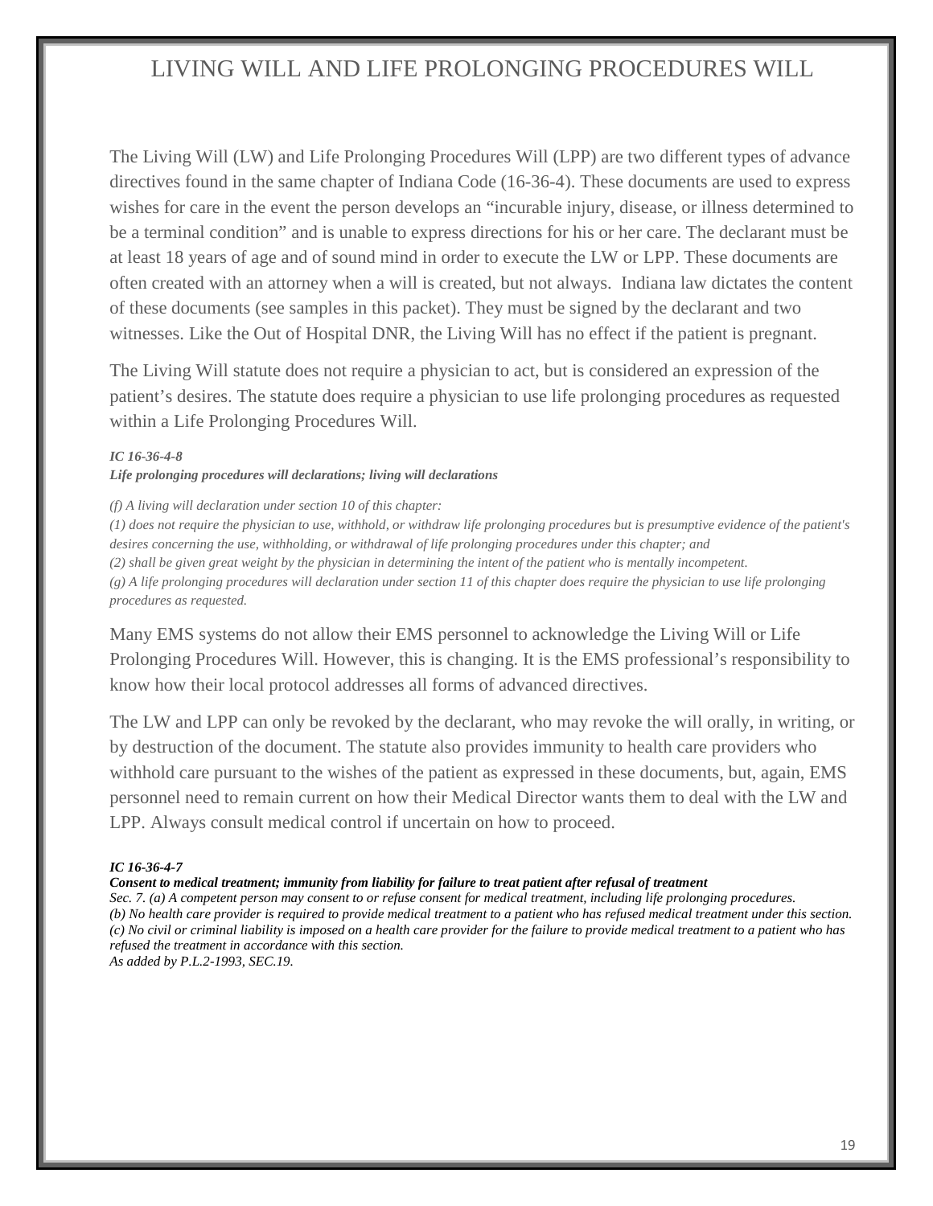# LIVING WILL AND LIFE PROLONGING PROCEDURES WILL

The Living Will (LW) and Life Prolonging Procedures Will (LPP) are two different types of advance directives found in the same chapter of Indiana Code (16-36-4). These documents are used to express wishes for care in the event the person develops an "incurable injury, disease, or illness determined to be a terminal condition" and is unable to express directions for his or her care. The declarant must be at least 18 years of age and of sound mind in order to execute the LW or LPP. These documents are often created with an attorney when a will is created, but not always. Indiana law dictates the content of these documents (see samples in this packet). They must be signed by the declarant and two witnesses. Like the Out of Hospital DNR, the Living Will has no effect if the patient is pregnant.

The Living Will statute does not require a physician to act, but is considered an expression of the patient's desires. The statute does require a physician to use life prolonging procedures as requested within a Life Prolonging Procedures Will.

***IC 16-36-4-8***
***Life prolonging procedures will declarations; living will declarations***

*(f) A living will declaration under section 10 of this chapter:*
*(1) does not require the physician to use, withhold, or withdraw life prolonging procedures but is presumptive evidence of the patient's desires concerning the use, withholding, or withdrawal of life prolonging procedures under this chapter; and*
*(2) shall be given great weight by the physician in determining the intent of the patient who is mentally incompetent.*
*(g) A life prolonging procedures will declaration under section 11 of this chapter does require the physician to use life prolonging procedures as requested.*

Many EMS systems do not allow their EMS personnel to acknowledge the Living Will or Life Prolonging Procedures Will. However, this is changing. It is the EMS professional's responsibility to know how their local protocol addresses all forms of advanced directives.

The LW and LPP can only be revoked by the declarant, who may revoke the will orally, in writing, or by destruction of the document. The statute also provides immunity to health care providers who withhold care pursuant to the wishes of the patient as expressed in these documents, but, again, EMS personnel need to remain current on how their Medical Director wants them to deal with the LW and LPP. Always consult medical control if uncertain on how to proceed.

***IC 16-36-4-7***
***Consent to medical treatment; immunity from liability for failure to treat patient after refusal of treatment***
*Sec. 7. (a) A competent person may consent to or refuse consent for medical treatment, including life prolonging procedures.*
*(b) No health care provider is required to provide medical treatment to a patient who has refused medical treatment under this section.*
*(c) No civil or criminal liability is imposed on a health care provider for the failure to provide medical treatment to a patient who has refused the treatment in accordance with this section.*
*As added by P.L.2-1993, SEC.19.*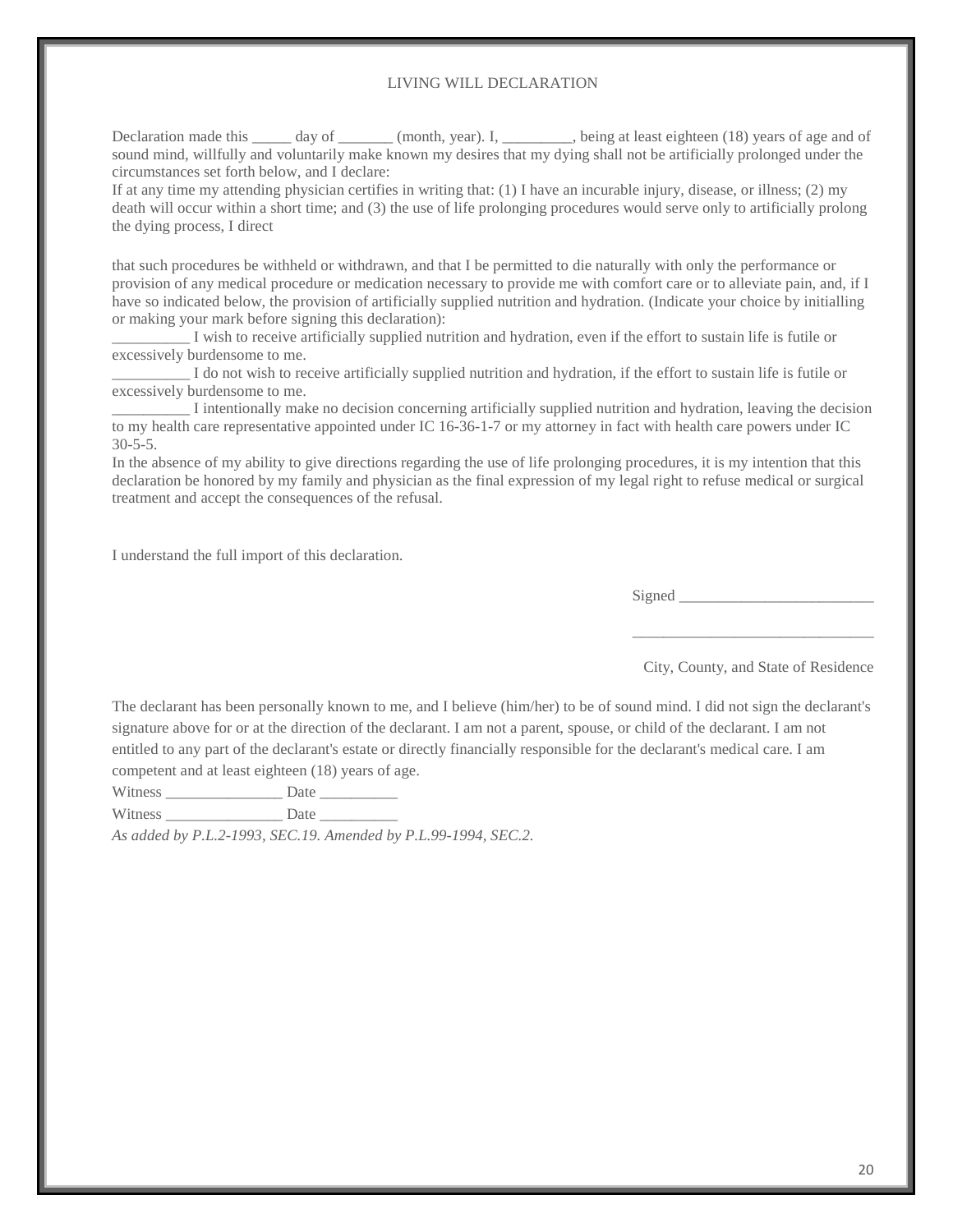LIVING WILL DECLARATION

Declaration made this _____ day of _______ (month, year). I, _________, being at least eighteen (18) years of age and of sound mind, willfully and voluntarily make known my desires that my dying shall not be artificially prolonged under the circumstances set forth below, and I declare:

If at any time my attending physician certifies in writing that: (1) I have an incurable injury, disease, or illness; (2) my death will occur within a short time; and (3) the use of life prolonging procedures would serve only to artificially prolong the dying process, I direct

that such procedures be withheld or withdrawn, and that I be permitted to die naturally with only the performance or provision of any medical procedure or medication necessary to provide me with comfort care or to alleviate pain, and, if I have so indicated below, the provision of artificially supplied nutrition and hydration. (Indicate your choice by initialling or making your mark before signing this declaration):

__________ I wish to receive artificially supplied nutrition and hydration, even if the effort to sustain life is futile or excessively burdensome to me.

__________ I do not wish to receive artificially supplied nutrition and hydration, if the effort to sustain life is futile or excessively burdensome to me.

__________ I intentionally make no decision concerning artificially supplied nutrition and hydration, leaving the decision to my health care representative appointed under IC 16-36-1-7 or my attorney in fact with health care powers under IC 30-5-5.

In the absence of my ability to give directions regarding the use of life prolonging procedures, it is my intention that this declaration be honored by my family and physician as the final expression of my legal right to refuse medical or surgical treatment and accept the consequences of the refusal.

I understand the full import of this declaration.

Signed _________________________

______________________________

City, County, and State of Residence

The declarant has been personally known to me, and I believe (him/her) to be of sound mind. I did not sign the declarant's signature above for or at the direction of the declarant. I am not a parent, spouse, or child of the declarant. I am not entitled to any part of the declarant's estate or directly financially responsible for the declarant's medical care. I am competent and at least eighteen (18) years of age.

Witness _______________ Date __________

Witness _______________ Date __________

*As added by P.L.2-1993, SEC.19. Amended by P.L.99-1994, SEC.2.*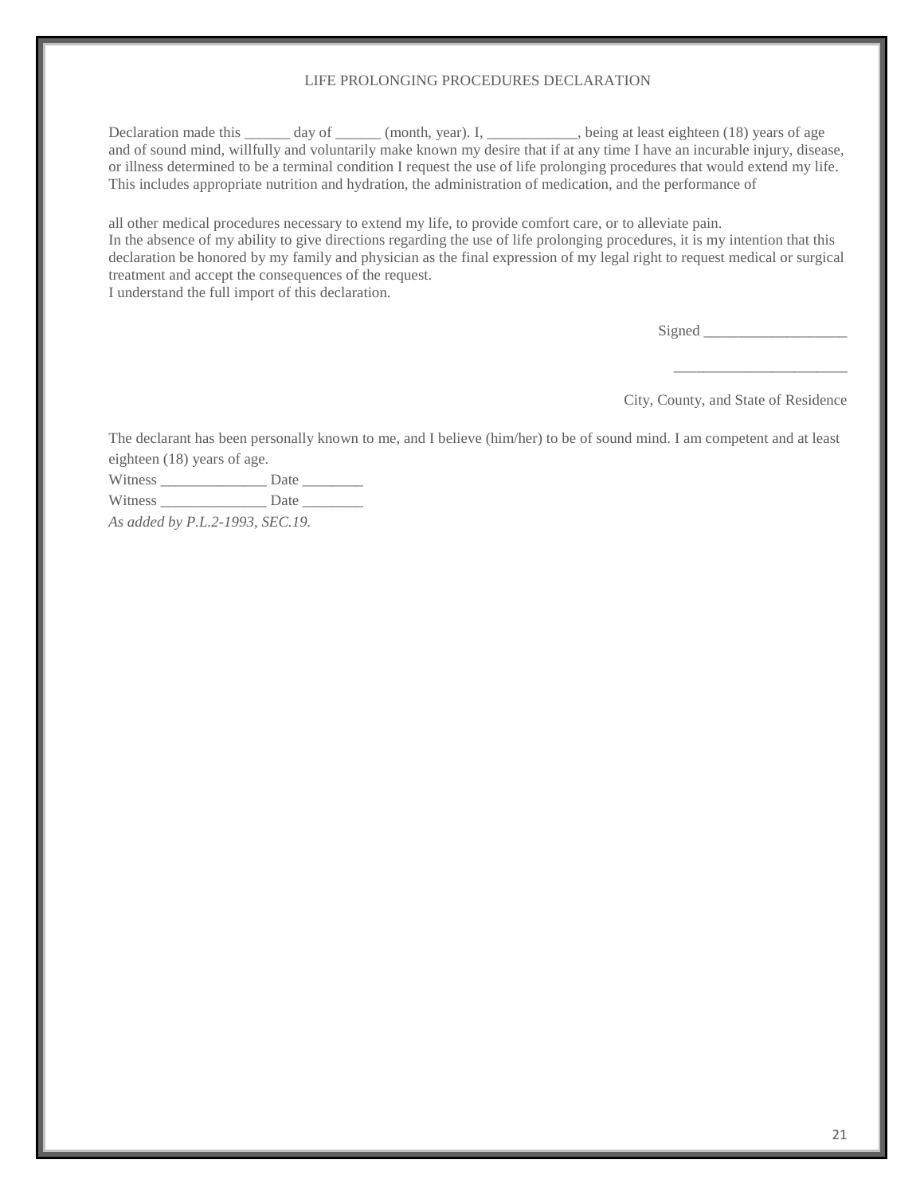# LIFE PROLONGING PROCEDURES DECLARATION

Declaration made this ______ day of ______ (month, year). I, ____________, being at least eighteen (18) years of age and of sound mind, willfully and voluntarily make known my desire that if at any time I have an incurable injury, disease, or illness determined to be a terminal condition I request the use of life prolonging procedures that would extend my life. This includes appropriate nutrition and hydration, the administration of medication, and the performance of

all other medical procedures necessary to extend my life, to provide comfort care, or to alleviate pain.
In the absence of my ability to give directions regarding the use of life prolonging procedures, it is my intention that this declaration be honored by my family and physician as the final expression of my legal right to request medical or surgical treatment and accept the consequences of the request.
I understand the full import of this declaration.

Signed ___________________

_______________________

City, County, and State of Residence

The declarant has been personally known to me, and I believe (him/her) to be of sound mind. I am competent and at least eighteen (18) years of age.

Witness ______________ Date ________

Witness ______________ Date ________

*As added by P.L.2-1993, SEC.19.*